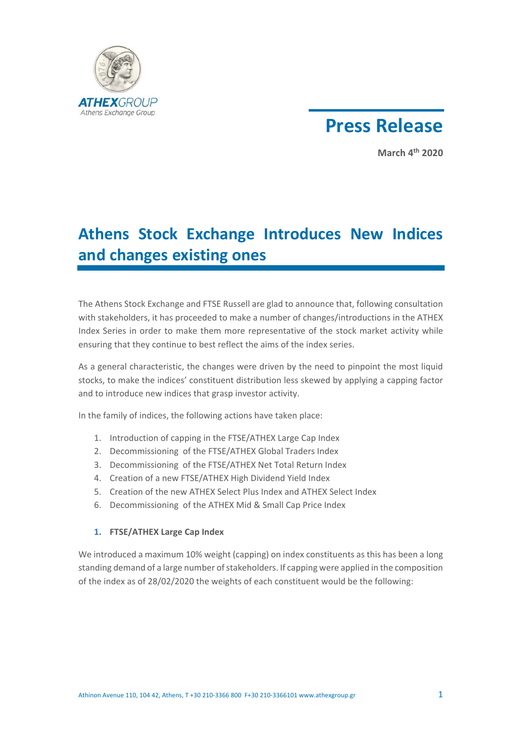ATHEXGROUP
Athens Exchange Group

# Press Release

**March 4th 2020**

## Athens Stock Exchange Introduces New Indices and changes existing ones

The Athens Stock Exchange and FTSE Russell are glad to announce that, following consultation with stakeholders, it has proceeded to make a number of changes/introductions in the ATHEX Index Series in order to make them more representative of the stock market activity while ensuring that they continue to best reflect the aims of the index series.

As a general characteristic, the changes were driven by the need to pinpoint the most liquid stocks, to make the indices' constituent distribution less skewed by applying a capping factor and to introduce new indices that grasp investor activity.

In the family of indices, the following actions have taken place:

1. Introduction of capping in the FTSE/ATHEX Large Cap Index
2. Decommissioning of the FTSE/ATHEX Global Traders Index
3. Decommissioning of the FTSE/ATHEX Net Total Return Index
4. Creation of a new FTSE/ATHEX High Dividend Yield Index
5. Creation of the new ATHEX Select Plus Index and ATHEX Select Index
6. Decommissioning of the ATHEX Mid & Small Cap Price Index

### 1. FTSE/ATHEX Large Cap Index

We introduced a maximum 10% weight (capping) on index constituents as this has been a long standing demand of a large number of stakeholders. If capping were applied in the composition of the index as of 28/02/2020 the weights of each constituent would be the following: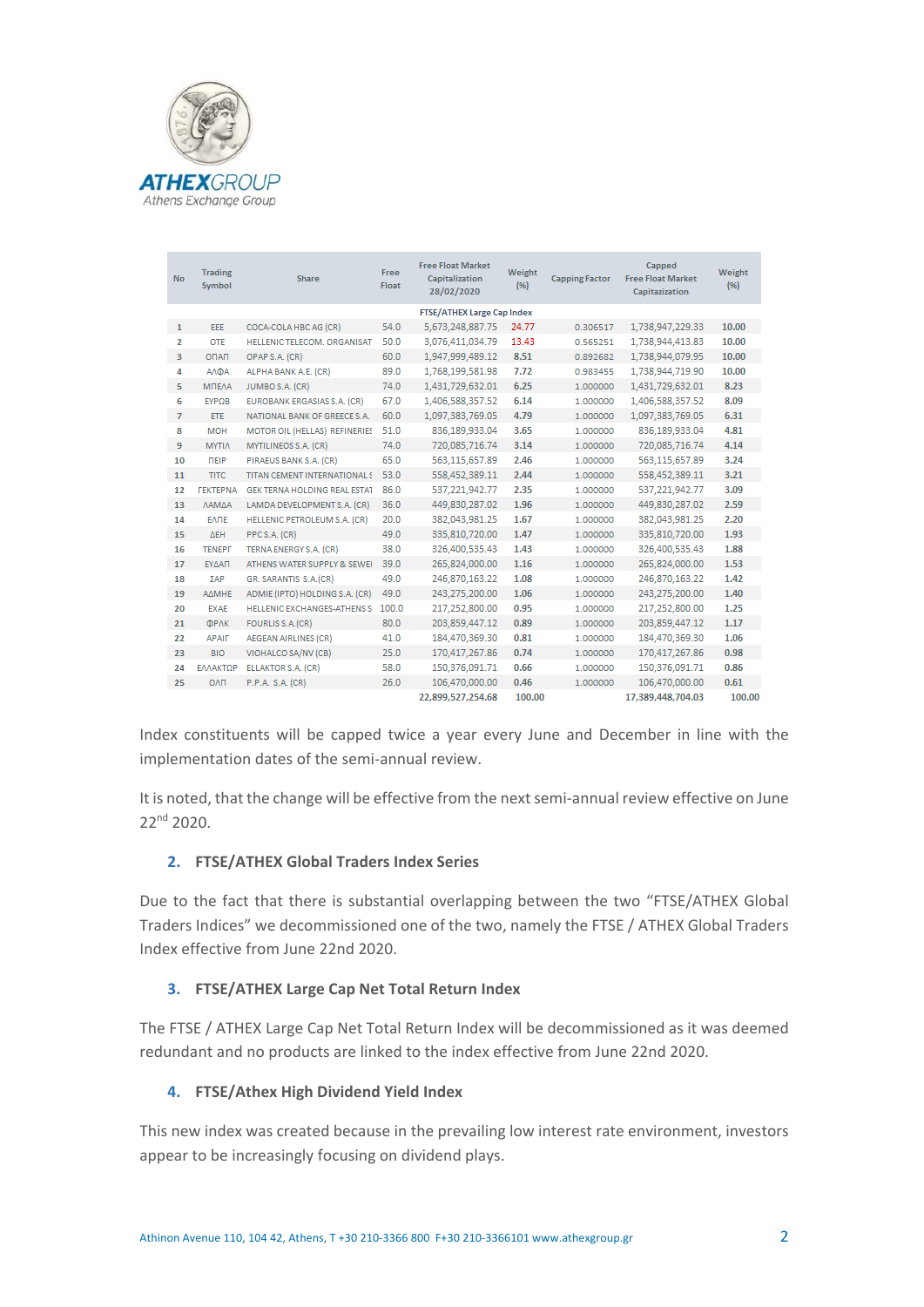| No | Trading Symbol | Share | Free Float | Free Float Market Capitalization 28/02/2020 | Weight (%) | Capping Factor | Capped Free Float Market Capitazization | Weight (%) |
|---|---|---|---|---|---|---|---|---|
| | | | | FTSE/ATHEX Large Cap Index | | | | |
| 1 | ΕΕΕ | COCA-COLA HBC AG (CR) | 54.0 | 5,673,248,887.75 | 24.77 | 0.306517 | 1,738,947,229.33 | 10.00 |
| 2 | ΟΤΕ | HELLENIC TELECOM. ORGANISAT | 50.0 | 3,076,411,034.79 | 13.43 | 0.565251 | 1,738,944,413.83 | 10.00 |
| 3 | ΟΠΑΠ | OPAP S.A. (CR) | 60.0 | 1,947,999,489.12 | 8.51 | 0.892682 | 1,738,944,079.95 | 10.00 |
| 4 | ΑΛΦΑ | ALPHA BANK A.E. (CR) | 89.0 | 1,768,199,581.98 | 7.72 | 0.983455 | 1,738,944,719.90 | 10.00 |
| 5 | ΜΠΕΛΑ | JUMBO S.A. (CR) | 74.0 | 1,431,729,632.01 | 6.25 | 1.000000 | 1,431,729,632.01 | 8.23 |
| 6 | ΕΥΡΩΒ | EUROBANK ERGASIAS S.A. (CR) | 67.0 | 1,406,588,357.52 | 6.14 | 1.000000 | 1,406,588,357.52 | 8.09 |
| 7 | ΕΤΕ | NATIONAL BANK OF GREECE S.A. | 60.0 | 1,097,383,769.05 | 4.79 | 1.000000 | 1,097,383,769.05 | 6.31 |
| 8 | ΜΟΗ | MOTOR OIL (HELLAS) REFINERIES | 51.0 | 836,189,933.04 | 3.65 | 1.000000 | 836,189,933.04 | 4.81 |
| 9 | ΜΥΤΙΛ | MYTILINEOS S.A. (CR) | 74.0 | 720,085,716.74 | 3.14 | 1.000000 | 720,085,716.74 | 4.14 |
| 10 | ΠΕΙΡ | PIRAEUS BANK S.A. (CR) | 65.0 | 563,115,657.89 | 2.46 | 1.000000 | 563,115,657.89 | 3.24 |
| 11 | TITC | TITAN CEMENT INTERNATIONAL S | 53.0 | 558,452,389.11 | 2.44 | 1.000000 | 558,452,389.11 | 3.21 |
| 12 | ΓΕΚΤΕΡΝΑ | GEK TERNA HOLDING REAL ESTAT | 86.0 | 537,221,942.77 | 2.35 | 1.000000 | 537,221,942.77 | 3.09 |
| 13 | ΛΑΜΔΑ | LAMDA DEVELOPMENT S.A. (CR) | 36.0 | 449,830,287.02 | 1.96 | 1.000000 | 449,830,287.02 | 2.59 |
| 14 | ΕΛΠΕ | HELLENIC PETROLEUM S.A. (CR) | 20.0 | 382,043,981.25 | 1.67 | 1.000000 | 382,043,981.25 | 2.20 |
| 15 | ΔΕΗ | PPC S.A. (CR) | 49.0 | 335,810,720.00 | 1.47 | 1.000000 | 335,810,720.00 | 1.93 |
| 16 | ΤΕΝΕΡΓ | TERNA ENERGY S.A. (CR) | 38.0 | 326,400,535.43 | 1.43 | 1.000000 | 326,400,535.43 | 1.88 |
| 17 | ΕΥΔΑΠ | ATHENS WATER SUPPLY & SEWEI | 39.0 | 265,824,000.00 | 1.16 | 1.000000 | 265,824,000.00 | 1.53 |
| 18 | ΣΑΡ | GR. SARANTIS S.A.(CR) | 49.0 | 246,870,163.22 | 1.08 | 1.000000 | 246,870,163.22 | 1.42 |
| 19 | ΑΔΜΗΕ | ADMIE (IPTO) HOLDING S.A. (CR) | 49.0 | 243,275,200.00 | 1.06 | 1.000000 | 243,275,200.00 | 1.40 |
| 20 | EXAE | HELLENIC EXCHANGES-ATHENS S | 100.0 | 217,252,800.00 | 0.95 | 1.000000 | 217,252,800.00 | 1.25 |
| 21 | ΦΡΛΚ | FOURLIS S.A.(CR) | 80.0 | 203,859,447.12 | 0.89 | 1.000000 | 203,859,447.12 | 1.17 |
| 22 | ΑΡΑΙΓ | AEGEAN AIRLINES (CR) | 41.0 | 184,470,369.30 | 0.81 | 1.000000 | 184,470,369.30 | 1.06 |
| 23 | ΒΙΟ | VIOHALCO SA/NV (CB) | 25.0 | 170,417,267.86 | 0.74 | 1.000000 | 170,417,267.86 | 0.98 |
| 24 | ΕΛΛΑΚΤΩΡ | ELLAKTOR S.A. (CR) | 58.0 | 150,376,091.71 | 0.66 | 1.000000 | 150,376,091.71 | 0.86 |
| 25 | ΟΛΠ | P.P.A. S.A. (CR) | 26.0 | 106,470,000.00 | 0.46 | 1.000000 | 106,470,000.00 | 0.61 |
| | | | | 22,899,527,254.68 | 100.00 | | 17,389,448,704.03 | 100.00 |

Index constituents will be capped twice a year every June and December in line with the implementation dates of the semi-annual review.

It is noted, that the change will be effective from the next semi-annual review effective on June 22nd 2020.

## 2. FTSE/ATHEX Global Traders Index Series

Due to the fact that there is substantial overlapping between the two "FTSE/ATHEX Global Traders Indices" we decommissioned one of the two, namely the FTSE / ATHEX Global Traders Index effective from June 22nd 2020.

## 3. FTSE/ATHEX Large Cap Net Total Return Index

The FTSE / ATHEX Large Cap Net Total Return Index will be decommissioned as it was deemed redundant and no products are linked to the index effective from June 22nd 2020.

## 4. FTSE/Athex High Dividend Yield Index

This new index was created because in the prevailing low interest rate environment, investors appear to be increasingly focusing on dividend plays.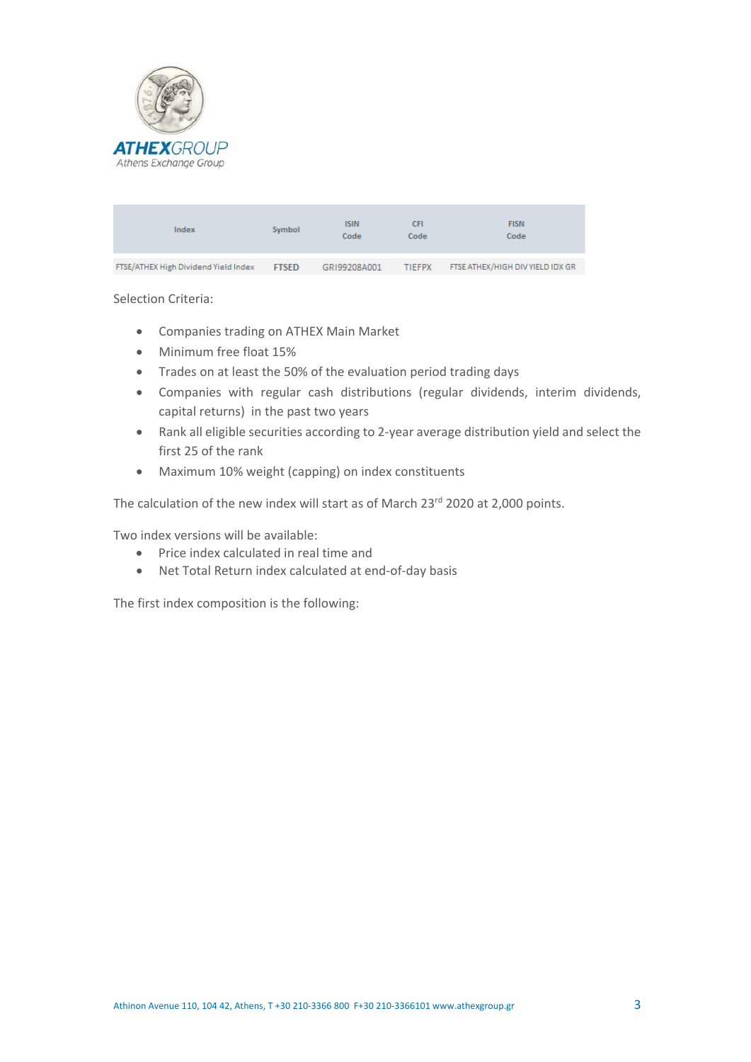| Index | Symbol | ISIN Code | CFI Code | FISN Code |
|---|---|---|---|---|
| FTSE/ATHEX High Dividend Yield Index | FTSED | GRI99208A001 | TIEFPX | FTSE ATHEX/HIGH DIV YIELD IDX GR |

Selection Criteria:

- Companies trading on ATHEX Main Market
- Minimum free float 15%
- Trades on at least the 50% of the evaluation period trading days
- Companies with regular cash distributions (regular dividends, interim dividends, capital returns) in the past two years
- Rank all eligible securities according to 2-year average distribution yield and select the first 25 of the rank
- Maximum 10% weight (capping) on index constituents

The calculation of the new index will start as of March 23rd 2020 at 2,000 points.

Two index versions will be available:

- Price index calculated in real time and
- Net Total Return index calculated at end-of-day basis

The first index composition is the following: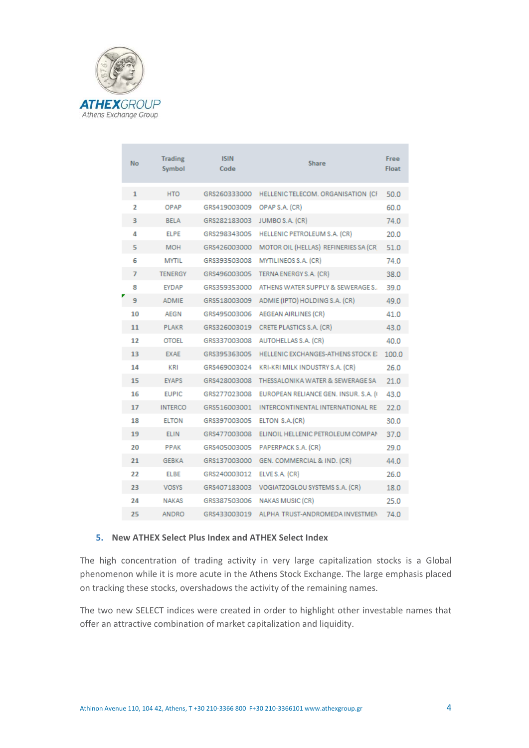| No | Trading Symbol | ISIN Code | Share | Free Float |
|---|---|---|---|---|
| 1 | HTO | GRS260333000 | HELLENIC TELECOM. ORGANISATION (CI | 50.0 |
| 2 | OPAP | GRS419003009 | OPAP S.A. (CR) | 60.0 |
| 3 | BELA | GRS282183003 | JUMBO S.A. (CR) | 74.0 |
| 4 | ELPE | GRS298343005 | HELLENIC PETROLEUM S.A. (CR) | 20.0 |
| 5 | MOH | GRS426003000 | MOTOR OIL (HELLAS) REFINERIES SA (CR | 51.0 |
| 6 | MYTIL | GRS393503008 | MYTILINEOS S.A. (CR) | 74.0 |
| 7 | TENERGY | GRS496003005 | TERNA ENERGY S.A. (CR) | 38.0 |
| 8 | EYDAP | GRS359353000 | ATHENS WATER SUPPLY & SEWERAGE S.. | 39.0 |
| 9 | ADMIE | GRS518003009 | ADMIE (IPTO) HOLDING S.A. (CR) | 49.0 |
| 10 | AEGN | GRS495003006 | AEGEAN AIRLINES (CR) | 41.0 |
| 11 | PLAKR | GRS326003019 | CRETE PLASTICS S.A. (CR) | 43.0 |
| 12 | OTOEL | GRS337003008 | AUTOHELLAS S.A. (CR) | 40.0 |
| 13 | EXAE | GRS395363005 | HELLENIC EXCHANGES-ATHENS STOCK E) | 100.0 |
| 14 | KRI | GRS469003024 | KRI-KRI MILK INDUSTRY S.A. (CR) | 26.0 |
| 15 | EYAPS | GRS428003008 | THESSALONIKA WATER & SEWERAGE SA | 21.0 |
| 16 | EUPIC | GRS277023008 | EUROPEAN RELIANCE GEN. INSUR. S.A. (I | 43.0 |
| 17 | INTERCO | GRS516003001 | INTERCONTINENTAL INTERNATIONAL RE | 22.0 |
| 18 | ELTON | GRS397003005 | ELTON S.A.(CR) | 30.0 |
| 19 | ELIN | GRS477003008 | ELINOIL HELLENIC PETROLEUM COMPAI | 37.0 |
| 20 | PPAK | GRS405003005 | PAPERPACK S.A. (CR) | 29.0 |
| 21 | GEBKA | GRS137003000 | GEN. COMMERCIAL & IND. (CR) | 44.0 |
| 22 | ELBE | GRS240003012 | ELVE S.A. (CR) | 26.0 |
| 23 | VOSYS | GRS407183003 | VOGIATZOGLOU SYSTEMS S.A. (CR) | 18.0 |
| 24 | NAKAS | GRS387503006 | NAKAS MUSIC (CR) | 25.0 |
| 25 | ANDRO | GRS433003019 | ALPHA TRUST-ANDROMEDA INVESTMEI | 74.0 |

## 5. New ATHEX Select Plus Index and ATHEX Select Index

The high concentration of trading activity in very large capitalization stocks is a Global phenomenon while it is more acute in the Athens Stock Exchange. The large emphasis placed on tracking these stocks, overshadows the activity of the remaining names.

The two new SELECT indices were created in order to highlight other investable names that offer an attractive combination of market capitalization and liquidity.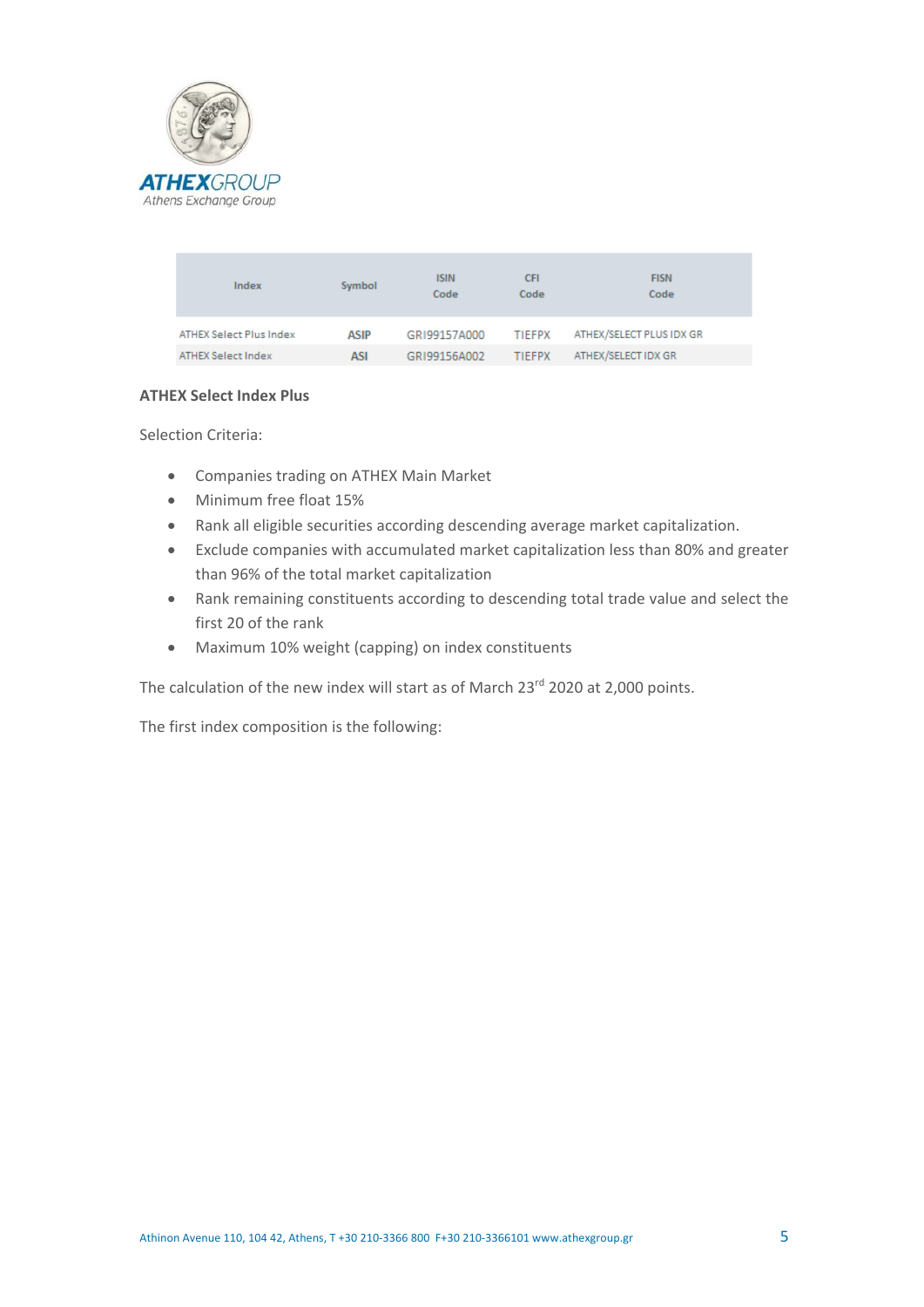| Index | Symbol | ISIN Code | CFI Code | FISN Code |
|---|---|---|---|---|
| ATHEX Select Plus Index | ASIP | GRI99157A000 | TIEFPX | ATHEX/SELECT PLUS IDX GR |
| ATHEX Select Index | ASI | GRI99156A002 | TIEFPX | ATHEX/SELECT IDX GR |

**ATHEX Select Index Plus**

Selection Criteria:

- Companies trading on ATHEX Main Market
- Minimum free float 15%
- Rank all eligible securities according descending average market capitalization.
- Exclude companies with accumulated market capitalization less than 80% and greater than 96% of the total market capitalization
- Rank remaining constituents according to descending total trade value and select the first 20 of the rank
- Maximum 10% weight (capping) on index constituents

The calculation of the new index will start as of March 23rd 2020 at 2,000 points.

The first index composition is the following: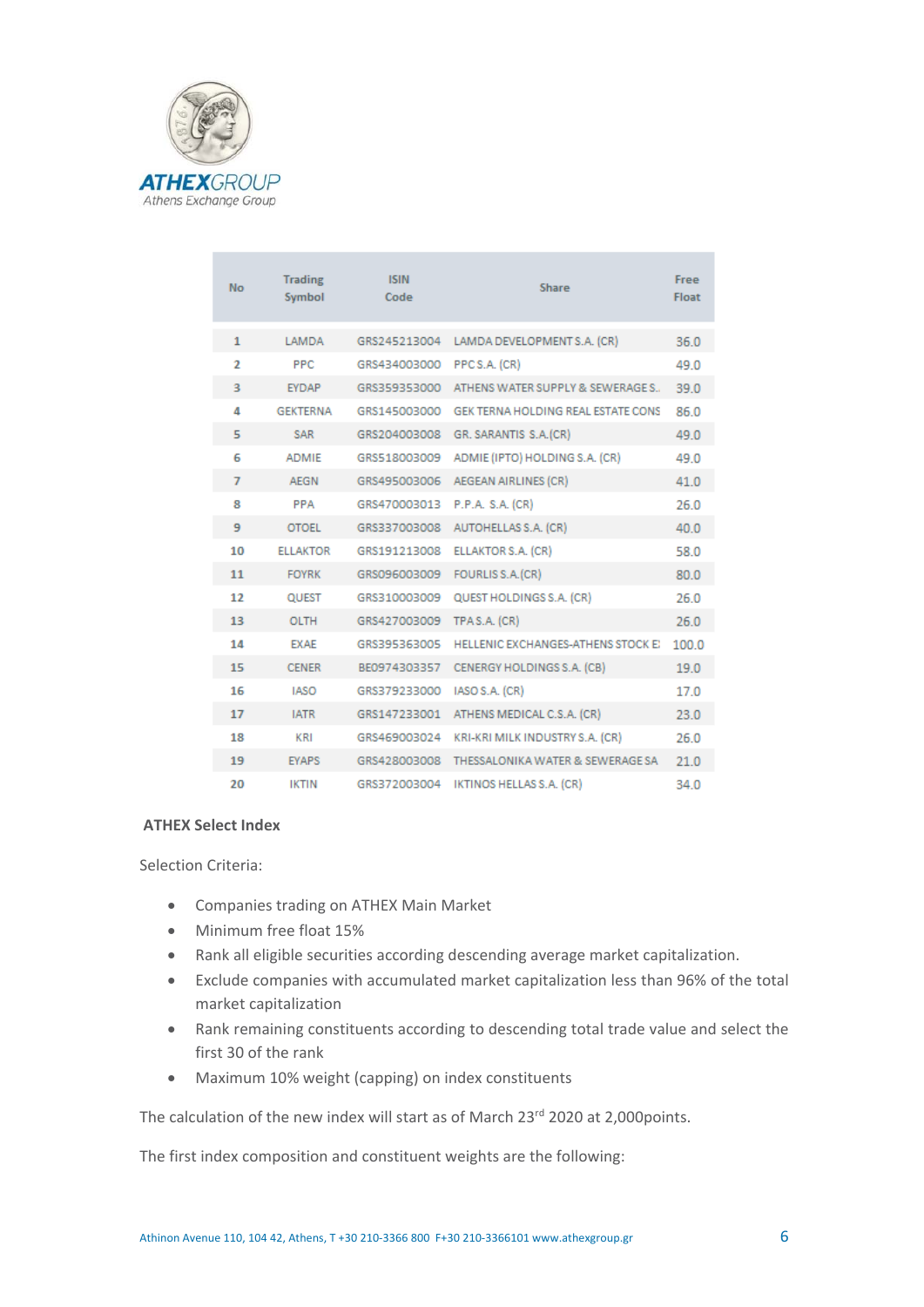| No | Trading Symbol | ISIN Code | Share | Free Float |
|---|---|---|---|---|
| 1 | LAMDA | GRS245213004 | LAMDA DEVELOPMENT S.A. (CR) | 36.0 |
| 2 | PPC | GRS434003000 | PPC S.A. (CR) | 49.0 |
| 3 | EYDAP | GRS359353000 | ATHENS WATER SUPPLY & SEWERAGE S. | 39.0 |
| 4 | GEKTERNA | GRS145003000 | GEK TERNA HOLDING REAL ESTATE CONS | 86.0 |
| 5 | SAR | GRS204003008 | GR. SARANTIS S.A.(CR) | 49.0 |
| 6 | ADMIE | GRS518003009 | ADMIE (IPTO) HOLDING S.A. (CR) | 49.0 |
| 7 | AEGN | GRS495003006 | AEGEAN AIRLINES (CR) | 41.0 |
| 8 | PPA | GRS470003013 | P.P.A. S.A. (CR) | 26.0 |
| 9 | OTOEL | GRS337003008 | AUTOHELLAS S.A. (CR) | 40.0 |
| 10 | ELLAKTOR | GRS191213008 | ELLAKTOR S.A. (CR) | 58.0 |
| 11 | FOYRK | GRS096003009 | FOURLIS S.A.(CR) | 80.0 |
| 12 | QUEST | GRS310003009 | QUEST HOLDINGS S.A. (CR) | 26.0 |
| 13 | OLTH | GRS427003009 | TPA S.A. (CR) | 26.0 |
| 14 | EXAE | GRS395363005 | HELLENIC EXCHANGES-ATHENS STOCK E | 100.0 |
| 15 | CENER | BE0974303357 | CENERGY HOLDINGS S.A. (CB) | 19.0 |
| 16 | IASO | GRS379233000 | IASO S.A. (CR) | 17.0 |
| 17 | IATR | GRS147233001 | ATHENS MEDICAL C.S.A. (CR) | 23.0 |
| 18 | KRI | GRS469003024 | KRI-KRI MILK INDUSTRY S.A. (CR) | 26.0 |
| 19 | EYAPS | GRS428003008 | THESSALONIKA WATER & SEWERAGE SA | 21.0 |
| 20 | IKTIN | GRS372003004 | IKTINOS HELLAS S.A. (CR) | 34.0 |

**ATHEX Select Index**

Selection Criteria:

- Companies trading on ATHEX Main Market
- Minimum free float 15%
- Rank all eligible securities according descending average market capitalization.
- Exclude companies with accumulated market capitalization less than 96% of the total market capitalization
- Rank remaining constituents according to descending total trade value and select the first 30 of the rank
- Maximum 10% weight (capping) on index constituents

The calculation of the new index will start as of March 23rd 2020 at 2,000points.

The first index composition and constituent weights are the following: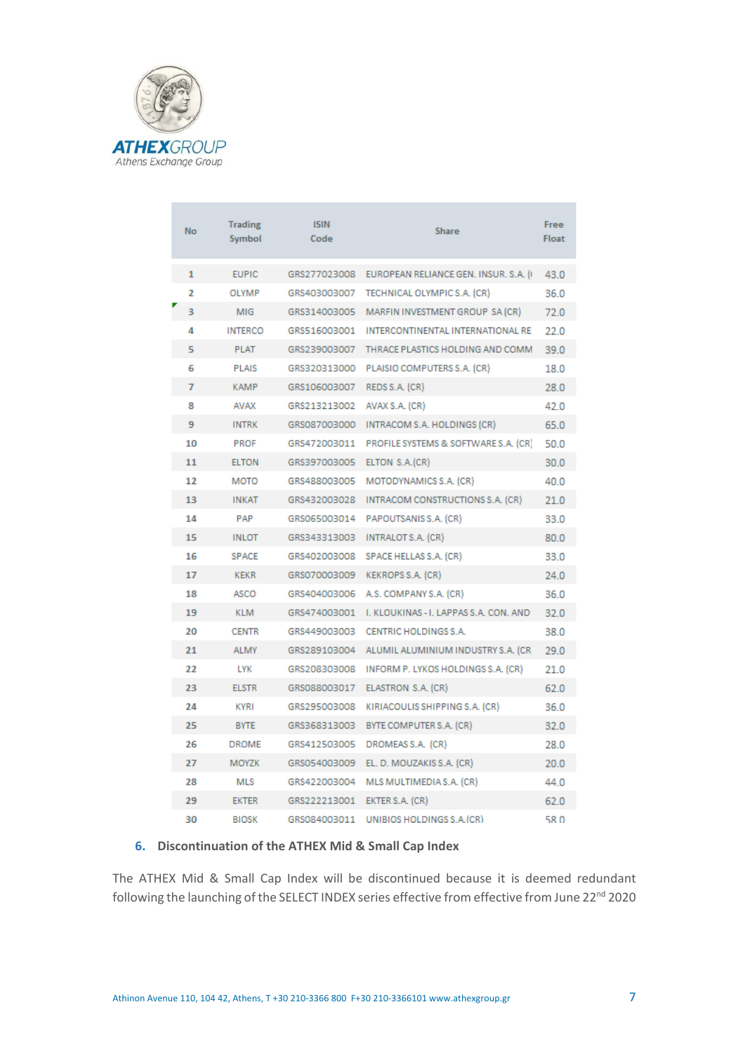| No | Trading Symbol | ISIN Code | Share | Free Float |
|---|---|---|---|---|
| 1 | EUPIC | GRS277023008 | EUROPEAN RELIANCE GEN. INSUR. S.A. (( | 43.0 |
| 2 | OLYMP | GRS403003007 | TECHNICAL OLYMPIC S.A. (CR) | 36.0 |
| 3 | MIG | GRS314003005 | MARFIN INVESTMENT GROUP SA (CR) | 72.0 |
| 4 | INTERCO | GRS516003001 | INTERCONTINENTAL INTERNATIONAL RE | 22.0 |
| 5 | PLAT | GRS239003007 | THRACE PLASTICS HOLDING AND COMM | 39.0 |
| 6 | PLAIS | GRS320313000 | PLAISIO COMPUTERS S.A. (CR) | 18.0 |
| 7 | KAMP | GRS106003007 | REDS S.A. (CR) | 28.0 |
| 8 | AVAX | GRS213213002 | AVAX S.A. (CR) | 42.0 |
| 9 | INTRK | GRS087003000 | INTRACOM S.A. HOLDINGS (CR) | 65.0 |
| 10 | PROF | GRS472003011 | PROFILE SYSTEMS & SOFTWARE S.A. (CR) | 50.0 |
| 11 | ELTON | GRS397003005 | ELTON S.A.(CR) | 30.0 |
| 12 | MOTO | GRS488003005 | MOTODYNAMICS S.A. (CR) | 40.0 |
| 13 | INKAT | GRS432003028 | INTRACOM CONSTRUCTIONS S.A. (CR) | 21.0 |
| 14 | PAP | GRS065003014 | PAPOUTSANIS S.A. (CR) | 33.0 |
| 15 | INLOT | GRS343313003 | INTRALOT S.A. (CR) | 80.0 |
| 16 | SPACE | GRS402003008 | SPACE HELLAS S.A. (CR) | 33.0 |
| 17 | KEKR | GRS070003009 | KEKROPS S.A. (CR) | 24.0 |
| 18 | ASCO | GRS404003006 | A.S. COMPANY S.A. (CR) | 36.0 |
| 19 | KLM | GRS474003001 | I. KLOUKINAS - I. LAPPAS S.A. CON. AND | 32.0 |
| 20 | CENTR | GRS449003003 | CENTRIC HOLDINGS S.A. | 38.0 |
| 21 | ALMY | GRS289103004 | ALUMIL ALUMINIUM INDUSTRY S.A. (CR | 29.0 |
| 22 | LYK | GRS208303008 | INFORM P. LYKOS HOLDINGS S.A. (CR) | 21.0 |
| 23 | ELSTR | GRS088003017 | ELASTRON S.A. (CR) | 62.0 |
| 24 | KYRI | GRS295003008 | KIRIACOULIS SHIPPING S.A. (CR) | 36.0 |
| 25 | BYTE | GRS368313003 | BYTE COMPUTER S.A. (CR) | 32.0 |
| 26 | DROME | GRS412503005 | DROMEAS S.A. (CR) | 28.0 |
| 27 | MOYZK | GRS054003009 | EL. D. MOUZAKIS S.A. (CR) | 20.0 |
| 28 | MLS | GRS422003004 | MLS MULTIMEDIA S.A. (CR) | 44.0 |
| 29 | EKTER | GRS222213001 | EKTER S.A. (CR) | 62.0 |
| 30 | BIOSK | GRS084003011 | UNIBIOS HOLDINGS S.A.(CR) | 58.0 |

## 6. Discontinuation of the ATHEX Mid & Small Cap Index

The ATHEX Mid & Small Cap Index will be discontinued because it is deemed redundant following the launching of the SELECT INDEX series effective from effective from June 22nd 2020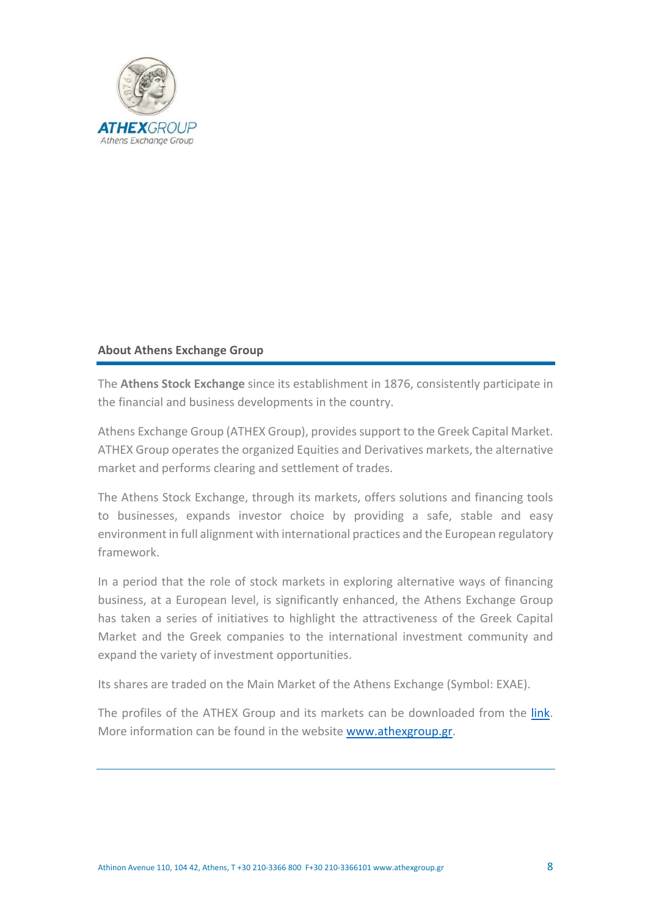## About Athens Exchange Group

The **Athens Stock Exchange** since its establishment in 1876, consistently participate in the financial and business developments in the country.

Athens Exchange Group (ATHEX Group), provides support to the Greek Capital Market. ATHEX Group operates the organized Equities and Derivatives markets, the alternative market and performs clearing and settlement of trades.

The Athens Stock Exchange, through its markets, offers solutions and financing tools to businesses, expands investor choice by providing a safe, stable and easy environment in full alignment with international practices and the European regulatory framework.

In a period that the role of stock markets in exploring alternative ways of financing business, at a European level, is significantly enhanced, the Athens Exchange Group has taken a series of initiatives to highlight the attractiveness of the Greek Capital Market and the Greek companies to the international investment community and expand the variety of investment opportunities.

Its shares are traded on the Main Market of the Athens Exchange (Symbol: EXAE).

The profiles of the ATHEX Group and its markets can be downloaded from the link. More information can be found in the website www.athexgroup.gr.